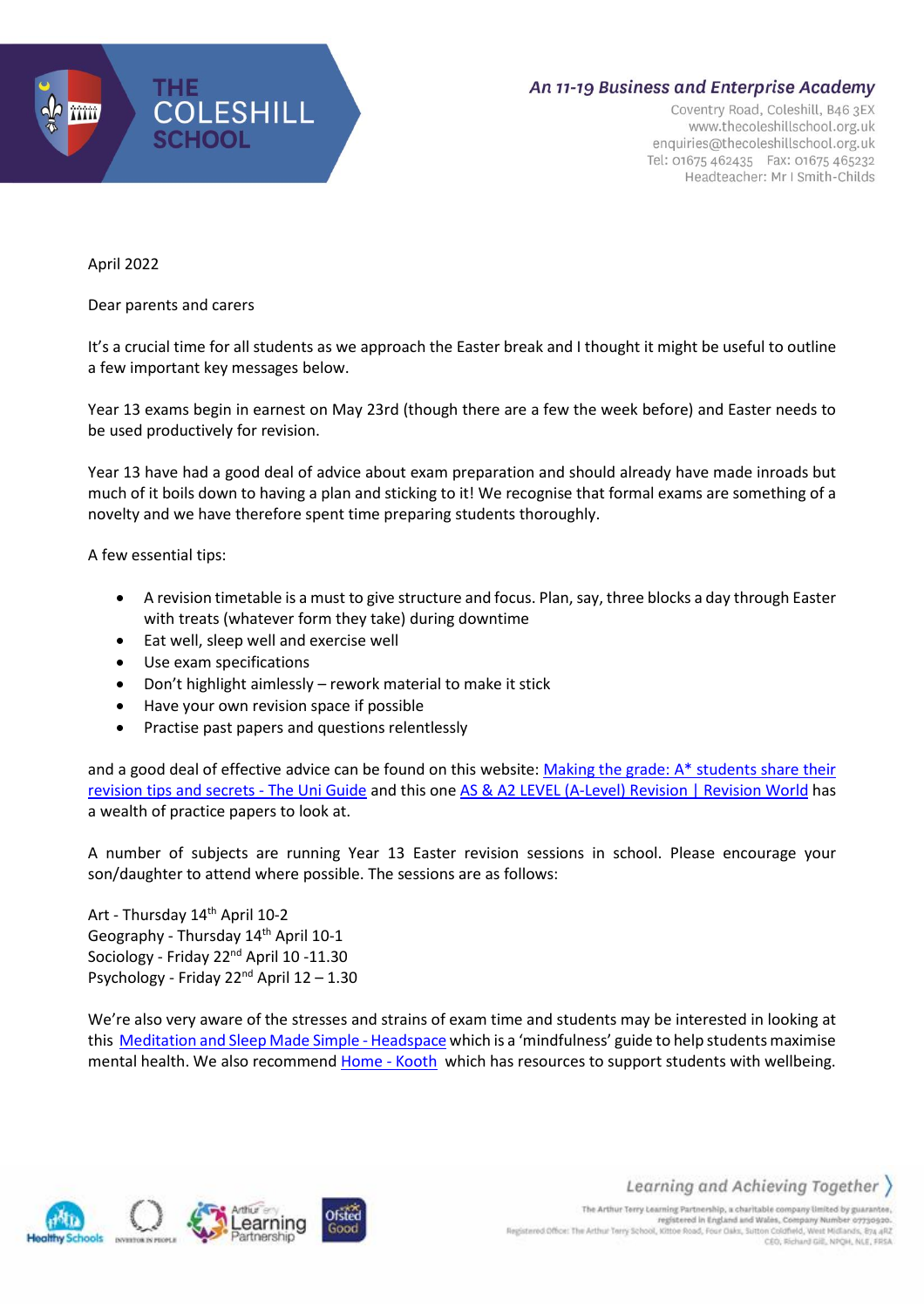THE COLESHILL SCHOOL

*An 11-19 Business and Enterprise Academy*

Coventry Road, Coleshill, B46 3EX
www.thecoleshillschool.org.uk
enquiries@thecoleshillschool.org.uk
Tel: 01675 462435 Fax: 01675 465232
Headteacher: Mr I Smith-Childs

April 2022

Dear parents and carers

It's a crucial time for all students as we approach the Easter break and I thought it might be useful to outline a few important key messages below.

Year 13 exams begin in earnest on May 23rd (though there are a few the week before) and Easter needs to be used productively for revision.

Year 13 have had a good deal of advice about exam preparation and should already have made inroads but much of it boils down to having a plan and sticking to it! We recognise that formal exams are something of a novelty and we have therefore spent time preparing students thoroughly.

A few essential tips:

- A revision timetable is a must to give structure and focus. Plan, say, three blocks a day through Easter with treats (whatever form they take) during downtime
- Eat well, sleep well and exercise well
- Use exam specifications
- Don't highlight aimlessly – rework material to make it stick
- Have your own revision space if possible
- Practise past papers and questions relentlessly

and a good deal of effective advice can be found on this website: Making the grade: A* students share their revision tips and secrets - The Uni Guide and this one AS & A2 LEVEL (A-Level) Revision | Revision World has a wealth of practice papers to look at.

A number of subjects are running Year 13 Easter revision sessions in school. Please encourage your son/daughter to attend where possible. The sessions are as follows:

Art - Thursday 14th April 10-2
Geography - Thursday 14th April 10-1
Sociology - Friday 22nd April 10 -11.30
Psychology - Friday 22nd April 12 – 1.30

We're also very aware of the stresses and strains of exam time and students may be interested in looking at this Meditation and Sleep Made Simple - Headspace which is a 'mindfulness' guide to help students maximise mental health. We also recommend Home - Kooth which has resources to support students with wellbeing.

*Learning and Achieving Together*

The Arthur Terry Learning Partnership, a charitable company limited by guarantee, registered in England and Wales, Company Number 07730920.
Registered Office: The Arthur Terry School, Kittoe Road, Four Oaks, Sutton Coldfield, West Midlands, B74 4RZ
CEO, Richard Gill, NPQH, NLE, FRSA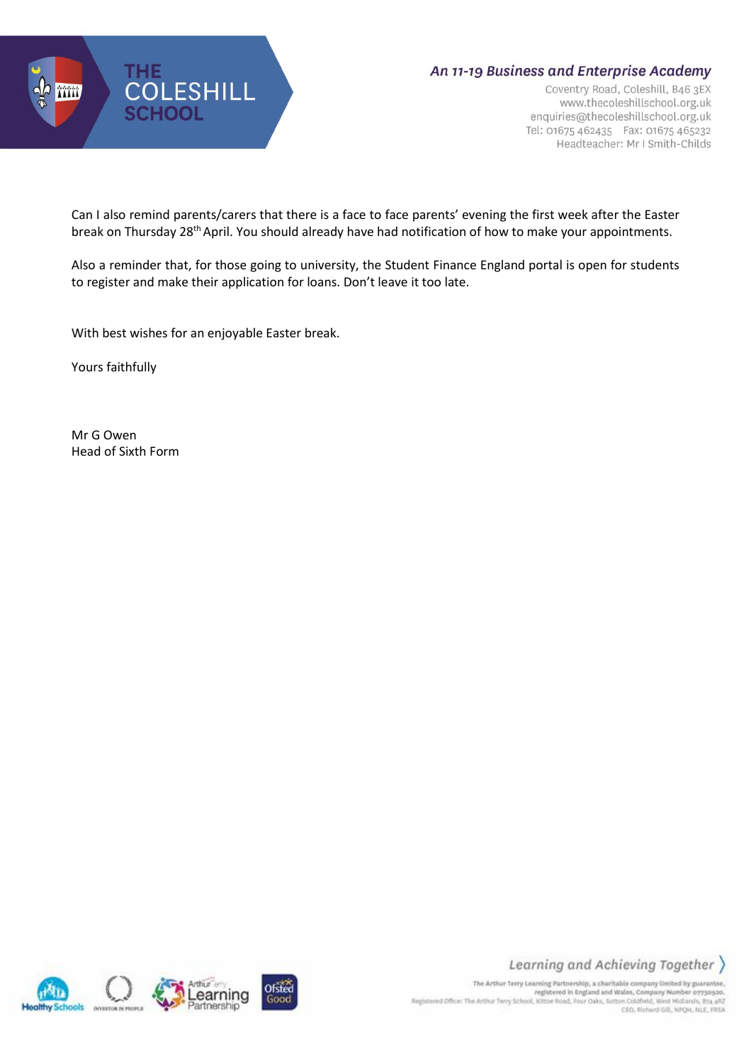Can I also remind parents/carers that there is a face to face parents' evening the first week after the Easter break on Thursday 28th April. You should already have had notification of how to make your appointments.

Also a reminder that, for those going to university, the Student Finance England portal is open for students to register and make their application for loans. Don't leave it too late.

With best wishes for an enjoyable Easter break.

Yours faithfully

Mr G Owen
Head of Sixth Form